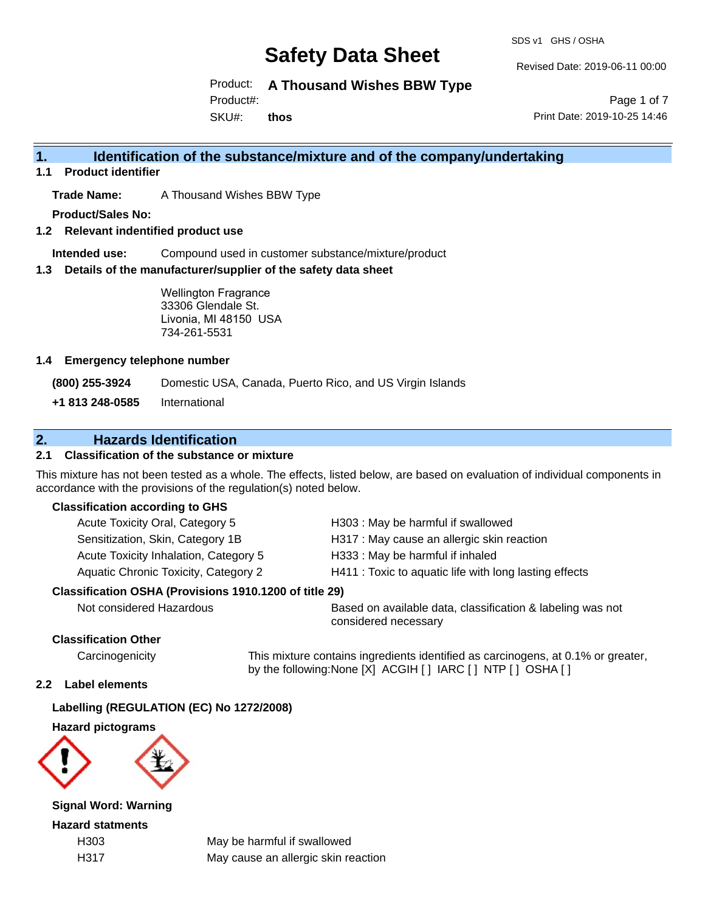# Safety Data Sheet

SDS v1 GHS / OSHA

Revised Date: 2019-06-11 00:00

Product: **A Thousand Wishes BBW Type**

Product#:

SKU#: **thos**

Print Date: 2019-10-25 14:46

## 1. Identification of the substance/mixture and of the company/undertaking

### 1.1 Product identifier

**Trade Name:** A Thousand Wishes BBW Type

**Product/Sales No:**

### 1.2 Relevant indentified product use

**Intended use:** Compound used in customer substance/mixture/product

### 1.3 Details of the manufacturer/supplier of the safety data sheet

Wellington Fragrance
33306 Glendale St.
Livonia, MI 48150 USA
734-261-5531

### 1.4 Emergency telephone number

**(800) 255-3924** Domestic USA, Canada, Puerto Rico, and US Virgin Islands

**+1 813 248-0585** International

## 2. Hazards Identification

### 2.1 Classification of the substance or mixture

This mixture has not been tested as a whole. The effects, listed below, are based on evaluation of individual components in accordance with the provisions of the regulation(s) noted below.

**Classification according to GHS**

| | |
|---|---|
| Acute Toxicity Oral, Category 5 | H303 : May be harmful if swallowed |
| Sensitization, Skin, Category 1B | H317 : May cause an allergic skin reaction |
| Acute Toxicity Inhalation, Category 5 | H333 : May be harmful if inhaled |
| Aquatic Chronic Toxicity, Category 2 | H411 : Toxic to aquatic life with long lasting effects |

**Classification OSHA (Provisions 1910.1200 of title 29)**

| | |
|---|---|
| Not considered Hazardous | Based on available data, classification & labeling was not considered necessary |

**Classification Other**

| | |
|---|---|
| Carcinogenicity | This mixture contains ingredients identified as carcinogens, at 0.1% or greater, by the following:None [X] ACGIH [ ] IARC [ ] NTP [ ] OSHA [ ] |

### 2.2 Label elements

**Labelling (REGULATION (EC) No 1272/2008)**

**Hazard pictograms**

**Signal Word: Warning**

**Hazard statments**

| | |
|---|---|
| H303 | May be harmful if swallowed |
| H317 | May cause an allergic skin reaction |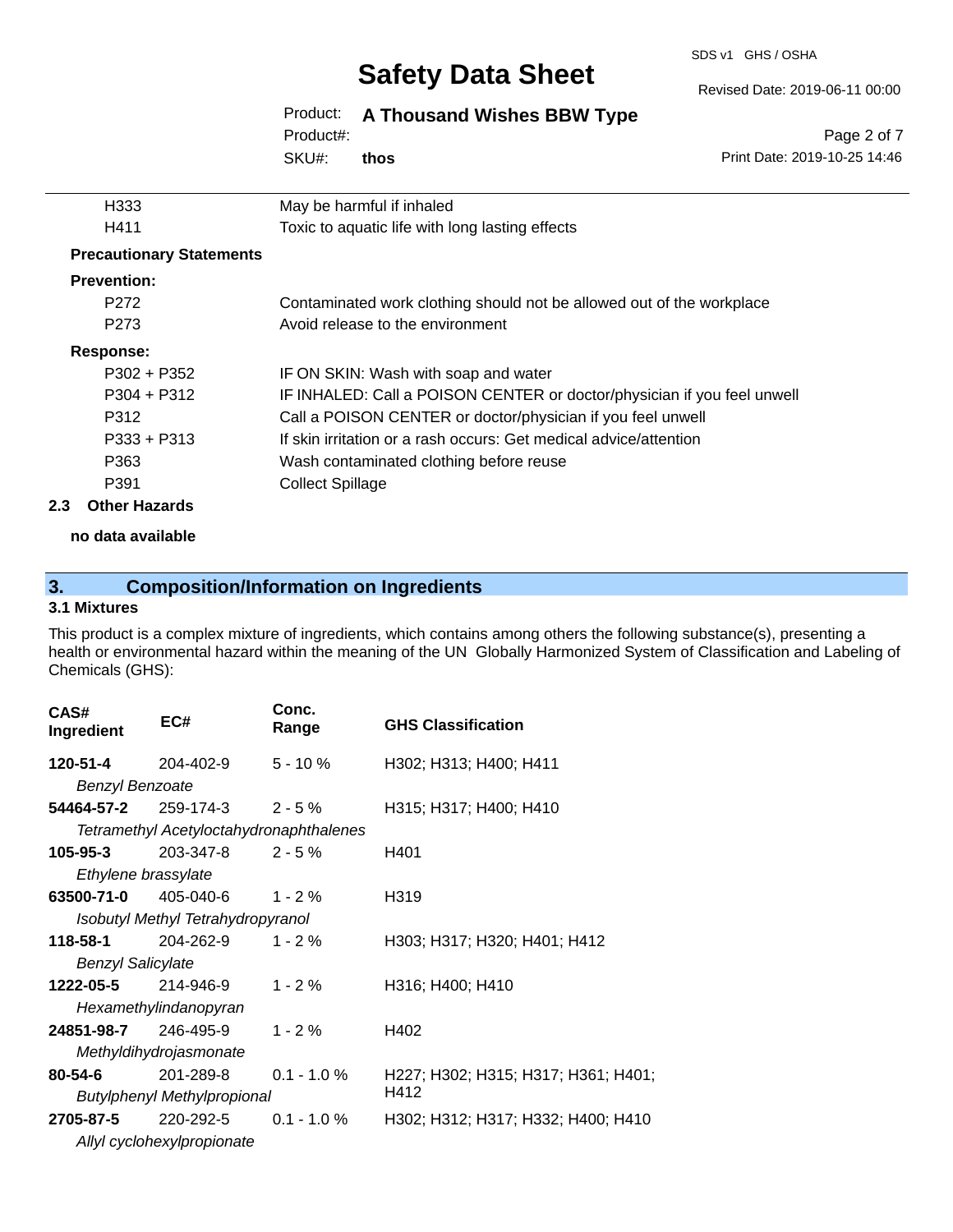| | |
|---|---|
| H333 | May be harmful if inhaled |
| H411 | Toxic to aquatic life with long lasting effects |

**Precautionary Statements**

**Prevention:**

| | |
|---|---|
| P272 | Contaminated work clothing should not be allowed out of the workplace |
| P273 | Avoid release to the environment |

**Response:**

| | |
|---|---|
| P302 + P352 | IF ON SKIN: Wash with soap and water |
| P304 + P312 | IF INHALED: Call a POISON CENTER or doctor/physician if you feel unwell |
| P312 | Call a POISON CENTER or doctor/physician if you feel unwell |
| P333 + P313 | If skin irritation or a rash occurs: Get medical advice/attention |
| P363 | Wash contaminated clothing before reuse |
| P391 | Collect Spillage |

### 2.3 Other Hazards

**no data available**

## 3. Composition/Information on Ingredients

### 3.1 Mixtures

This product is a complex mixture of ingredients, which contains among others the following substance(s), presenting a health or environmental hazard within the meaning of the UN Globally Harmonized System of Classification and Labeling of Chemicals (GHS):

| CAS# Ingredient | EC# | Conc. Range | GHS Classification |
|---|---|---|---|
| **120-51-4** *Benzyl Benzoate* | 204-402-9 | 5 - 10 % | H302; H313; H400; H411 |
| **54464-57-2** *Tetramethyl Acetyloctahydronaphthalenes* | 259-174-3 | 2 - 5 % | H315; H317; H400; H410 |
| **105-95-3** *Ethylene brassylate* | 203-347-8 | 2 - 5 % | H401 |
| **63500-71-0** *Isobutyl Methyl Tetrahydropyranol* | 405-040-6 | 1 - 2 % | H319 |
| **118-58-1** *Benzyl Salicylate* | 204-262-9 | 1 - 2 % | H303; H317; H320; H401; H412 |
| **1222-05-5** *Hexamethylindanopyran* | 214-946-9 | 1 - 2 % | H316; H400; H410 |
| **24851-98-7** *Methyldihydrojasmonate* | 246-495-9 | 1 - 2 % | H402 |
| **80-54-6** *Butylphenyl Methylpropional* | 201-289-8 | 0.1 - 1.0 % | H227; H302; H315; H317; H361; H401; H412 |
| **2705-87-5** *Allyl cyclohexylpropionate* | 220-292-5 | 0.1 - 1.0 % | H302; H312; H317; H332; H400; H410 |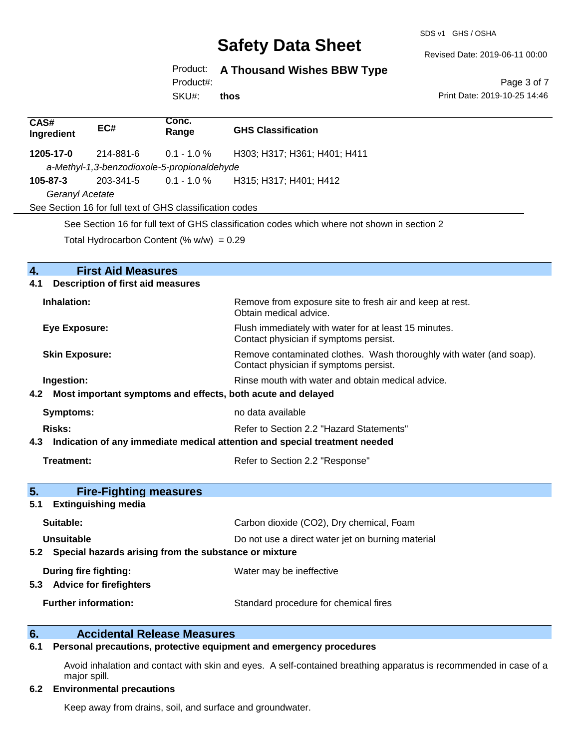| CAS# Ingredient | EC# | Conc. Range | GHS Classification |
|---|---|---|---|
| **1205-17-0** | 214-881-6 | 0.1 - 1.0 % | H303; H317; H361; H401; H411 |
| *a-Methyl-1,3-benzodioxole-5-propionaldehyde* | | | |
| **105-87-3** | 203-341-5 | 0.1 - 1.0 % | H315; H317; H401; H412 |
| *Geranyl Acetate* | | | |
| See Section 16 for full text of GHS classification codes | | | |

See Section 16 for full text of GHS classification codes which where not shown in section 2

Total Hydrocarbon Content (% w/w) = 0.29

## 4. First Aid Measures

### 4.1 Description of first aid measures

**Inhalation:** Remove from exposure site to fresh air and keep at rest. Obtain medical advice.

**Eye Exposure:** Flush immediately with water for at least 15 minutes. Contact physician if symptoms persist.

**Skin Exposure:** Remove contaminated clothes. Wash thoroughly with water (and soap). Contact physician if symptoms persist.

**Ingestion:** Rinse mouth with water and obtain medical advice.

### 4.2 Most important symptoms and effects, both acute and delayed

**Symptoms:** no data available

**Risks:** Refer to Section 2.2 "Hazard Statements"

### 4.3 Indication of any immediate medical attention and special treatment needed

**Treatment:** Refer to Section 2.2 "Response"

## 5. Fire-Fighting measures

### 5.1 Extinguishing media

**Suitable:** Carbon dioxide ($CO_2$), Dry chemical, Foam

**Unsuitable** Do not use a direct water jet on burning material

### 5.2 Special hazards arising from the substance or mixture

**During fire fighting:** Water may be ineffective

### 5.3 Advice for firefighters

**Further information:** Standard procedure for chemical fires

## 6. Accidental Release Measures

### 6.1 Personal precautions, protective equipment and emergency procedures

Avoid inhalation and contact with skin and eyes. A self-contained breathing apparatus is recommended in case of a major spill.

### 6.2 Environmental precautions

Keep away from drains, soil, and surface and groundwater.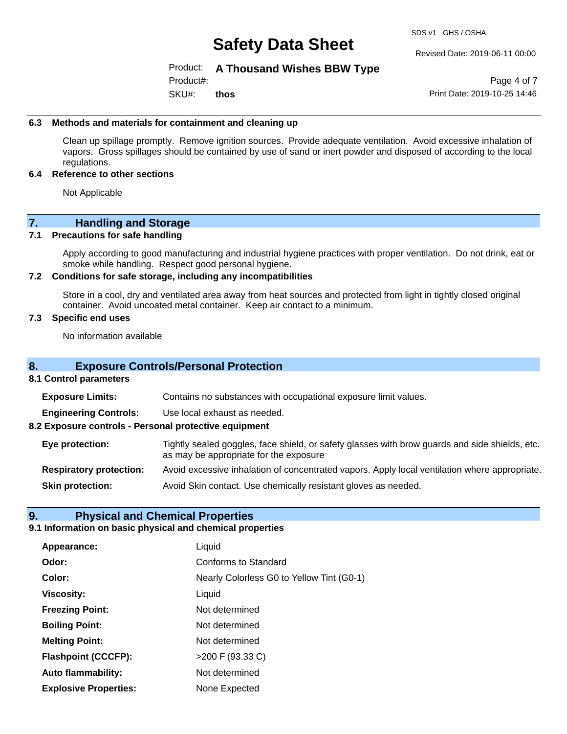### 6.3 Methods and materials for containment and cleaning up

Clean up spillage promptly. Remove ignition sources. Provide adequate ventilation. Avoid excessive inhalation of vapors. Gross spillages should be contained by use of sand or inert powder and disposed of according to the local regulations.

### 6.4 Reference to other sections

Not Applicable

## 7. Handling and Storage

### 7.1 Precautions for safe handling

Apply according to good manufacturing and industrial hygiene practices with proper ventilation. Do not drink, eat or smoke while handling. Respect good personal hygiene.

### 7.2 Conditions for safe storage, including any incompatibilities

Store in a cool, dry and ventilated area away from heat sources and protected from light in tightly closed original container. Avoid uncoated metal container. Keep air contact to a minimum.

### 7.3 Specific end uses

No information available

## 8. Exposure Controls/Personal Protection

### 8.1 Control parameters

**Exposure Limits:** Contains no substances with occupational exposure limit values.

**Engineering Controls:** Use local exhaust as needed.

### 8.2 Exposure controls - Personal protective equipment

**Eye protection:** Tightly sealed goggles, face shield, or safety glasses with brow guards and side shields, etc. as may be appropriate for the exposure

**Respiratory protection:** Avoid excessive inhalation of concentrated vapors. Apply local ventilation where appropriate.

**Skin protection:** Avoid Skin contact. Use chemically resistant gloves as needed.

## 9. Physical and Chemical Properties

### 9.1 Information on basic physical and chemical properties

| | |
|---|---|
| **Appearance:** | Liquid |
| **Odor:** | Conforms to Standard |
| **Color:** | Nearly Colorless G0 to Yellow Tint (G0-1) |
| **Viscosity:** | Liquid |
| **Freezing Point:** | Not determined |
| **Boiling Point:** | Not determined |
| **Melting Point:** | Not determined |
| **Flashpoint (CCCFP):** | >200 F (93.33 C) |
| **Auto flammability:** | Not determined |
| **Explosive Properties:** | None Expected |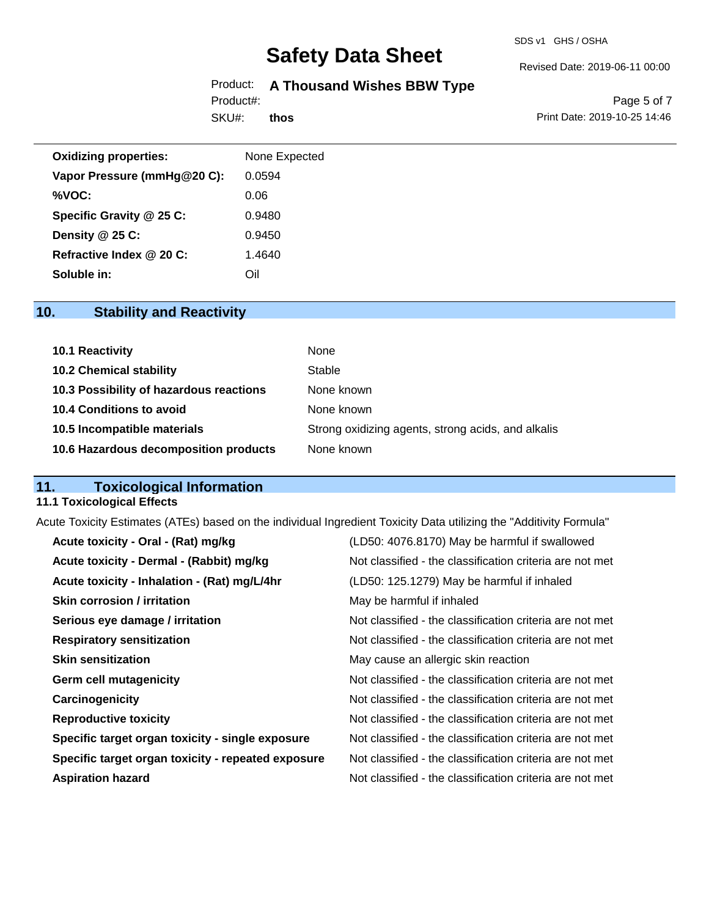| | |
|---|---|
| **Oxidizing properties:** | None Expected |
| **Vapor Pressure (mmHg@20 C):** | 0.0594 |
| **%VOC:** | 0.06 |
| **Specific Gravity @ 25 C:** | 0.9480 |
| **Density @ 25 C:** | 0.9450 |
| **Refractive Index @ 20 C:** | 1.4640 |
| **Soluble in:** | Oil |

## 10. Stability and Reactivity

| | |
|---|---|
| **10.1 Reactivity** | None |
| **10.2 Chemical stability** | Stable |
| **10.3 Possibility of hazardous reactions** | None known |
| **10.4 Conditions to avoid** | None known |
| **10.5 Incompatible materials** | Strong oxidizing agents, strong acids, and alkalis |
| **10.6 Hazardous decomposition products** | None known |

## 11. Toxicological Information

### 11.1 Toxicological Effects

Acute Toxicity Estimates (ATEs) based on the individual Ingredient Toxicity Data utilizing the "Additivity Formula"

| | |
|---|---|
| **Acute toxicity - Oral - (Rat) mg/kg** | (LD50: 4076.8170) May be harmful if swallowed |
| **Acute toxicity - Dermal - (Rabbit) mg/kg** | Not classified - the classification criteria are not met |
| **Acute toxicity - Inhalation - (Rat) mg/L/4hr** | (LD50: 125.1279) May be harmful if inhaled |
| **Skin corrosion / irritation** | May be harmful if inhaled |
| **Serious eye damage / irritation** | Not classified - the classification criteria are not met |
| **Respiratory sensitization** | Not classified - the classification criteria are not met |
| **Skin sensitization** | May cause an allergic skin reaction |
| **Germ cell mutagenicity** | Not classified - the classification criteria are not met |
| **Carcinogenicity** | Not classified - the classification criteria are not met |
| **Reproductive toxicity** | Not classified - the classification criteria are not met |
| **Specific target organ toxicity - single exposure** | Not classified - the classification criteria are not met |
| **Specific target organ toxicity - repeated exposure** | Not classified - the classification criteria are not met |
| **Aspiration hazard** | Not classified - the classification criteria are not met |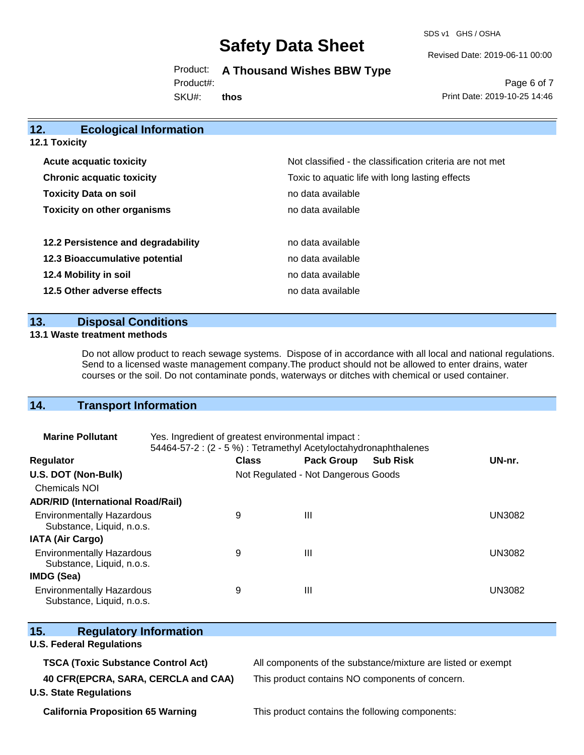## 12. Ecological Information

### 12.1 Toxicity

| | |
|---|---|
| **Acute acquatic toxicity** | Not classified - the classification criteria are not met |
| **Chronic acquatic toxicity** | Toxic to aquatic life with long lasting effects |
| **Toxicity Data on soil** | no data available |
| **Toxicity on other organisms** | no data available |
| | |
| **12.2 Persistence and degradability** | no data available |
| **12.3 Bioaccumulative potential** | no data available |
| **12.4 Mobility in soil** | no data available |
| **12.5 Other adverse effects** | no data available |

## 13. Disposal Conditions

### 13.1 Waste treatment methods

Do not allow product to reach sewage systems. Dispose of in accordance with all local and national regulations. Send to a licensed waste management company.The product should not be allowed to enter drains, water courses or the soil. Do not contaminate ponds, waterways or ditches with chemical or used container.

## 14. Transport Information

**Marine Pollutant** Yes. Ingredient of greatest environmental impact :
54464-57-2 : (2 - 5 %) : Tetramethyl Acetyloctahydronaphthalenes

| Regulator | Class | Pack Group | Sub Risk | UN-nr. |
|---|---|---|---|---|
| **U.S. DOT (Non-Bulk)** | Not Regulated - Not Dangerous Goods | | | |
| Chemicals NOI | | | | |
| **ADR/RID (International Road/Rail)** | | | | |
| Environmentally Hazardous Substance, Liquid, n.o.s. | 9 | III | | UN3082 |
| **IATA (Air Cargo)** | | | | |
| Environmentally Hazardous Substance, Liquid, n.o.s. | 9 | III | | UN3082 |
| **IMDG (Sea)** | | | | |
| Environmentally Hazardous Substance, Liquid, n.o.s. | 9 | III | | UN3082 |

## 15. Regulatory Information

### U.S. Federal Regulations

| | |
|---|---|
| **TSCA (Toxic Substance Control Act)** | All components of the substance/mixture are listed or exempt |
| **40 CFR(EPCRA, SARA, CERCLA and CAA)** | This product contains NO components of concern. |

### U.S. State Regulations

| | |
|---|---|
| **California Proposition 65 Warning** | This product contains the following components: |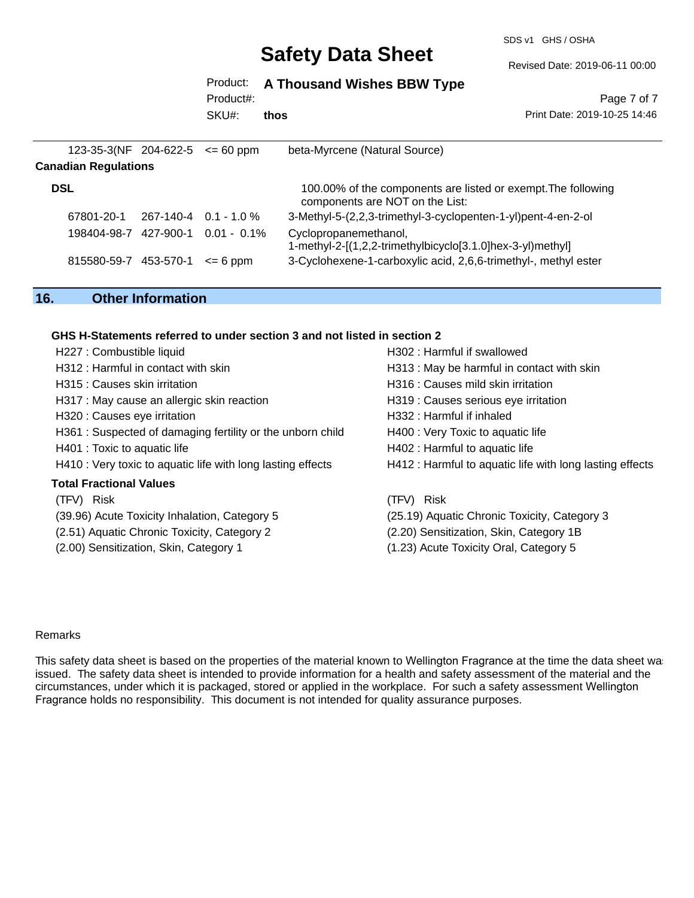| | | | |
|---|---|---|---|
| 123-35-3(NF | 204-622-5 | <= 60 ppm | beta-Myrcene (Natural Source) |

**Canadian Regulations**

**DSL**

100.00% of the components are listed or exempt.The following components are NOT on the List:

| | | | |
|---|---|---|---|
| 67801-20-1 | 267-140-4 | 0.1 - 1.0 % | 3-Methyl-5-(2,2,3-trimethyl-3-cyclopenten-1-yl)pent-4-en-2-ol |
| 198404-98-7 | 427-900-1 | 0.01 - 0.1% | Cyclopropanemethanol, 1-methyl-2-[(1,2,2-trimethylbicyclo[3.1.0]hex-3-yl)methyl] |
| 815580-59-7 | 453-570-1 | <= 6 ppm | 3-Cyclohexene-1-carboxylic acid, 2,6,6-trimethyl-, methyl ester |

## 16. Other Information

**GHS H-Statements referred to under section 3 and not listed in section 2**

- H227 : Combustible liquid
- H302 : Harmful if swallowed
- H312 : Harmful in contact with skin
- H313 : May be harmful in contact with skin
- H315 : Causes skin irritation
- H316 : Causes mild skin irritation
- H317 : May cause an allergic skin reaction
- H319 : Causes serious eye irritation
- H320 : Causes eye irritation
- H332 : Harmful if inhaled
- H361 : Suspected of damaging fertility or the unborn child
- H400 : Very Toxic to aquatic life
- H401 : Toxic to aquatic life
- H402 : Harmful to aquatic life
- H410 : Very toxic to aquatic life with long lasting effects
- H412 : Harmful to aquatic life with long lasting effects

**Total Fractional Values**

| (TFV) Risk | (TFV) Risk |
|---|---|
| (39.96) Acute Toxicity Inhalation, Category 5 | (25.19) Aquatic Chronic Toxicity, Category 3 |
| (2.51) Aquatic Chronic Toxicity, Category 2 | (2.20) Sensitization, Skin, Category 1B |
| (2.00) Sensitization, Skin, Category 1 | (1.23) Acute Toxicity Oral, Category 5 |

Remarks

This safety data sheet is based on the properties of the material known to Wellington Fragrance at the time the data sheet was issued. The safety data sheet is intended to provide information for a health and safety assessment of the material and the circumstances, under which it is packaged, stored or applied in the workplace. For such a safety assessment Wellington Fragrance holds no responsibility. This document is not intended for quality assurance purposes.